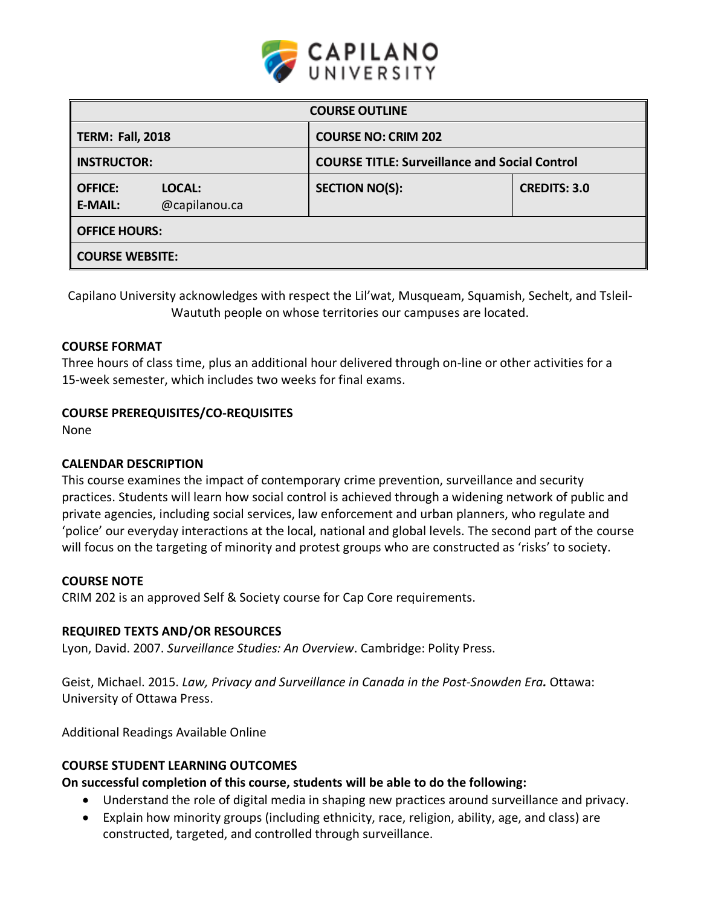CAPILANO UNIVERSITY

| COURSE OUTLINE | | |
|---|---|---|
| **TERM: Fall, 2018** | **COURSE NO: CRIM 202** | |
| **INSTRUCTOR:** | **COURSE TITLE: Surveillance and Social Control** | |
| **OFFICE:** **LOCAL:** <br> **E-MAIL:** @capilanou.ca | **SECTION NO(S):** | **CREDITS: 3.0** |
| **OFFICE HOURS:** | | |
| **COURSE WEBSITE:** | | |

Capilano University acknowledges with respect the Lil'wat, Musqueam, Squamish, Sechelt, and Tsleil-Waututh people on whose territories our campuses are located.

### COURSE FORMAT

Three hours of class time, plus an additional hour delivered through on-line or other activities for a 15-week semester, which includes two weeks for final exams.

### COURSE PREREQUISITES/CO-REQUISITES

None

### CALENDAR DESCRIPTION

This course examines the impact of contemporary crime prevention, surveillance and security practices. Students will learn how social control is achieved through a widening network of public and private agencies, including social services, law enforcement and urban planners, who regulate and 'police' our everyday interactions at the local, national and global levels. The second part of the course will focus on the targeting of minority and protest groups who are constructed as 'risks' to society.

### COURSE NOTE

CRIM 202 is an approved Self & Society course for Cap Core requirements.

### REQUIRED TEXTS AND/OR RESOURCES

Lyon, David. 2007. *Surveillance Studies: An Overview*. Cambridge: Polity Press.

Geist, Michael. 2015. ***Law, Privacy and Surveillance in Canada in the Post-Snowden Era.*** Ottawa: University of Ottawa Press.

Additional Readings Available Online

### COURSE STUDENT LEARNING OUTCOMES

**On successful completion of this course, students will be able to do the following:**

- Understand the role of digital media in shaping new practices around surveillance and privacy.
- Explain how minority groups (including ethnicity, race, religion, ability, age, and class) are constructed, targeted, and controlled through surveillance.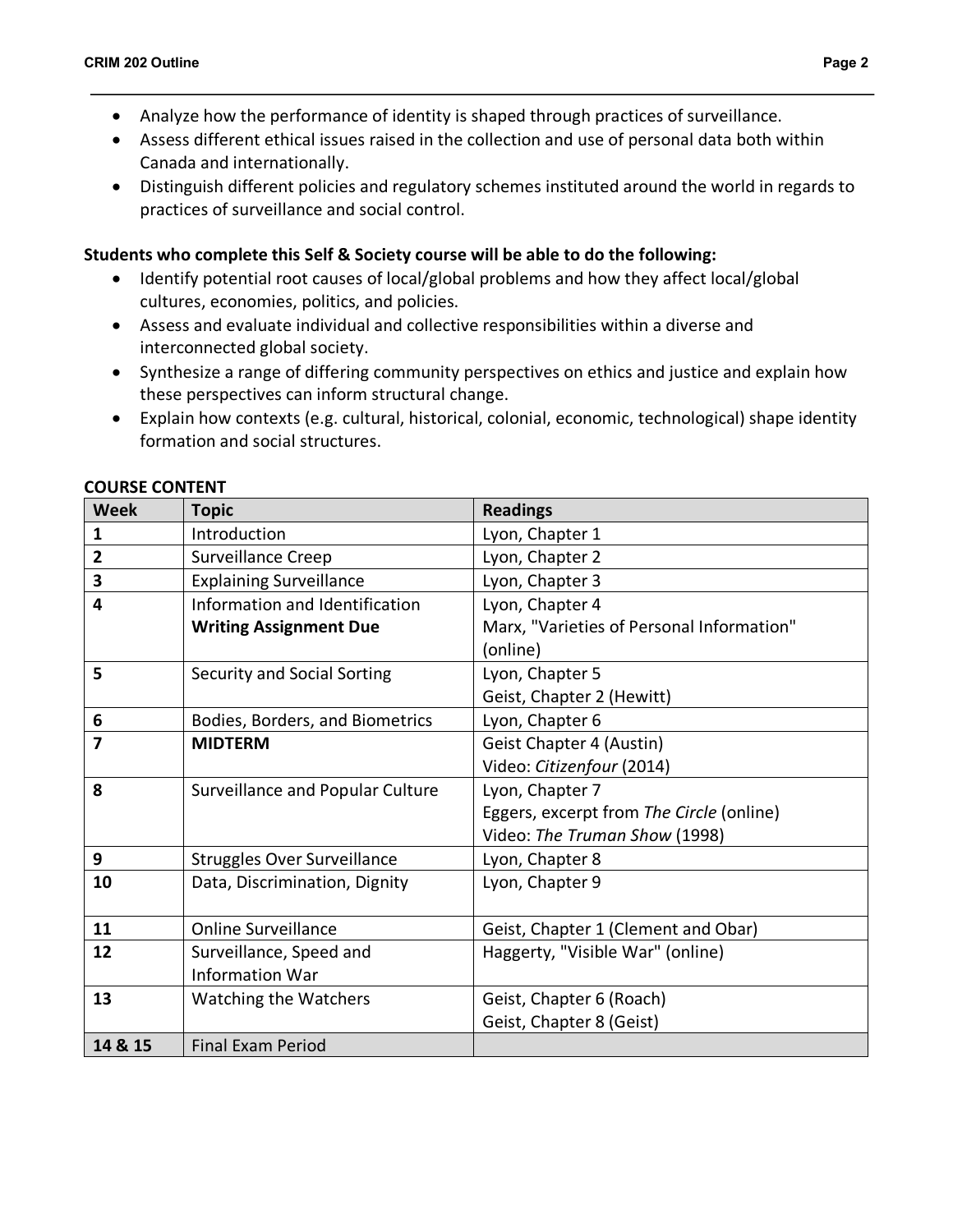- Analyze how the performance of identity is shaped through practices of surveillance.
- Assess different ethical issues raised in the collection and use of personal data both within Canada and internationally.
- Distinguish different policies and regulatory schemes instituted around the world in regards to practices of surveillance and social control.

**Students who complete this Self & Society course will be able to do the following:**

- Identify potential root causes of local/global problems and how they affect local/global cultures, economies, politics, and policies.
- Assess and evaluate individual and collective responsibilities within a diverse and interconnected global society.
- Synthesize a range of differing community perspectives on ethics and justice and explain how these perspectives can inform structural change.
- Explain how contexts (e.g. cultural, historical, colonial, economic, technological) shape identity formation and social structures.

**COURSE CONTENT**

| Week | Topic | Readings |
|---|---|---|
| **1** | Introduction | Lyon, Chapter 1 |
| **2** | Surveillance Creep | Lyon, Chapter 2 |
| **3** | Explaining Surveillance | Lyon, Chapter 3 |
| **4** | Information and Identification<br>**Writing Assignment Due** | Lyon, Chapter 4<br>Marx, "Varieties of Personal Information" (online) |
| **5** | Security and Social Sorting | Lyon, Chapter 5<br>Geist, Chapter 2 (Hewitt) |
| **6** | Bodies, Borders, and Biometrics | Lyon, Chapter 6 |
| **7** | **MIDTERM** | Geist Chapter 4 (Austin)<br>Video: *Citizenfour* (2014) |
| **8** | Surveillance and Popular Culture | Lyon, Chapter 7<br>Eggers, excerpt from *The Circle* (online)<br>Video: *The Truman Show* (1998) |
| **9** | Struggles Over Surveillance | Lyon, Chapter 8 |
| **10** | Data, Discrimination, Dignity | Lyon, Chapter 9 |
| **11** | Online Surveillance | Geist, Chapter 1 (Clement and Obar) |
| **12** | Surveillance, Speed and Information War | Haggerty, "Visible War" (online) |
| **13** | Watching the Watchers | Geist, Chapter 6 (Roach)<br>Geist, Chapter 8 (Geist) |
| **14 & 15** | Final Exam Period | |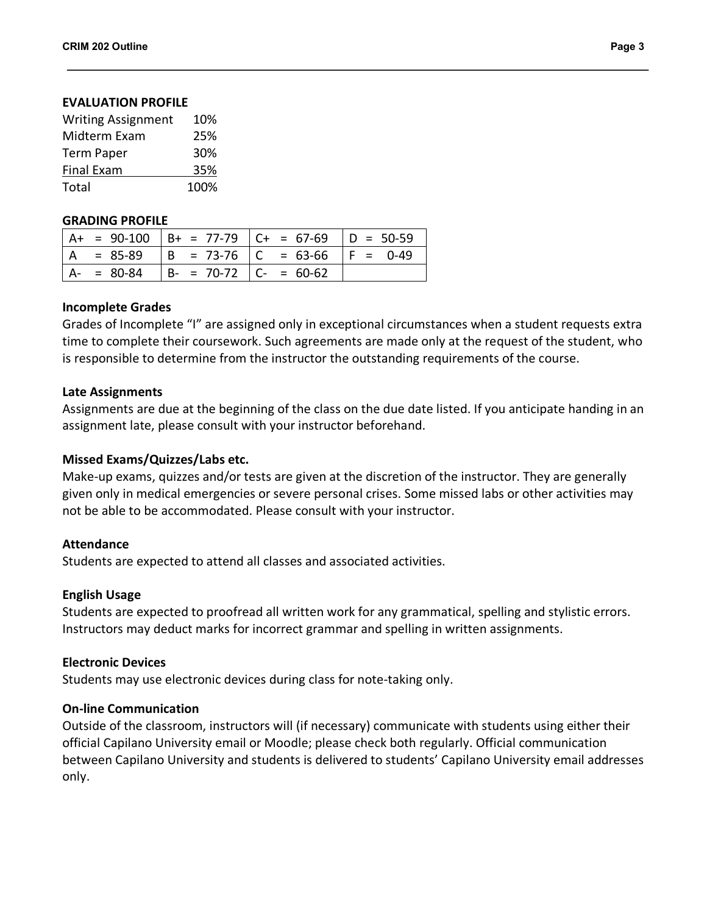**EVALUATION PROFILE**

| | |
|---|---|
| Writing Assignment | 10% |
| Midterm Exam | 25% |
| Term Paper | 30% |
| Final Exam | 35% |
| Total | 100% |

**GRADING PROFILE**

| | | | |
|---|---|---|---|
| A+ = 90-100 | B+ = 77-79 | C+ = 67-69 | D = 50-59 |
| A = 85-89 | B = 73-76 | C = 63-66 | F = 0-49 |
| A- = 80-84 | B- = 70-72 | C- = 60-62 | |

**Incomplete Grades**

Grades of Incomplete "I" are assigned only in exceptional circumstances when a student requests extra time to complete their coursework. Such agreements are made only at the request of the student, who is responsible to determine from the instructor the outstanding requirements of the course.

**Late Assignments**

Assignments are due at the beginning of the class on the due date listed. If you anticipate handing in an assignment late, please consult with your instructor beforehand.

**Missed Exams/Quizzes/Labs etc.**

Make-up exams, quizzes and/or tests are given at the discretion of the instructor. They are generally given only in medical emergencies or severe personal crises. Some missed labs or other activities may not be able to be accommodated. Please consult with your instructor.

**Attendance**

Students are expected to attend all classes and associated activities.

**English Usage**

Students are expected to proofread all written work for any grammatical, spelling and stylistic errors. Instructors may deduct marks for incorrect grammar and spelling in written assignments.

**Electronic Devices**

Students may use electronic devices during class for note-taking only.

**On-line Communication**

Outside of the classroom, instructors will (if necessary) communicate with students using either their official Capilano University email or Moodle; please check both regularly. Official communication between Capilano University and students is delivered to students' Capilano University email addresses only.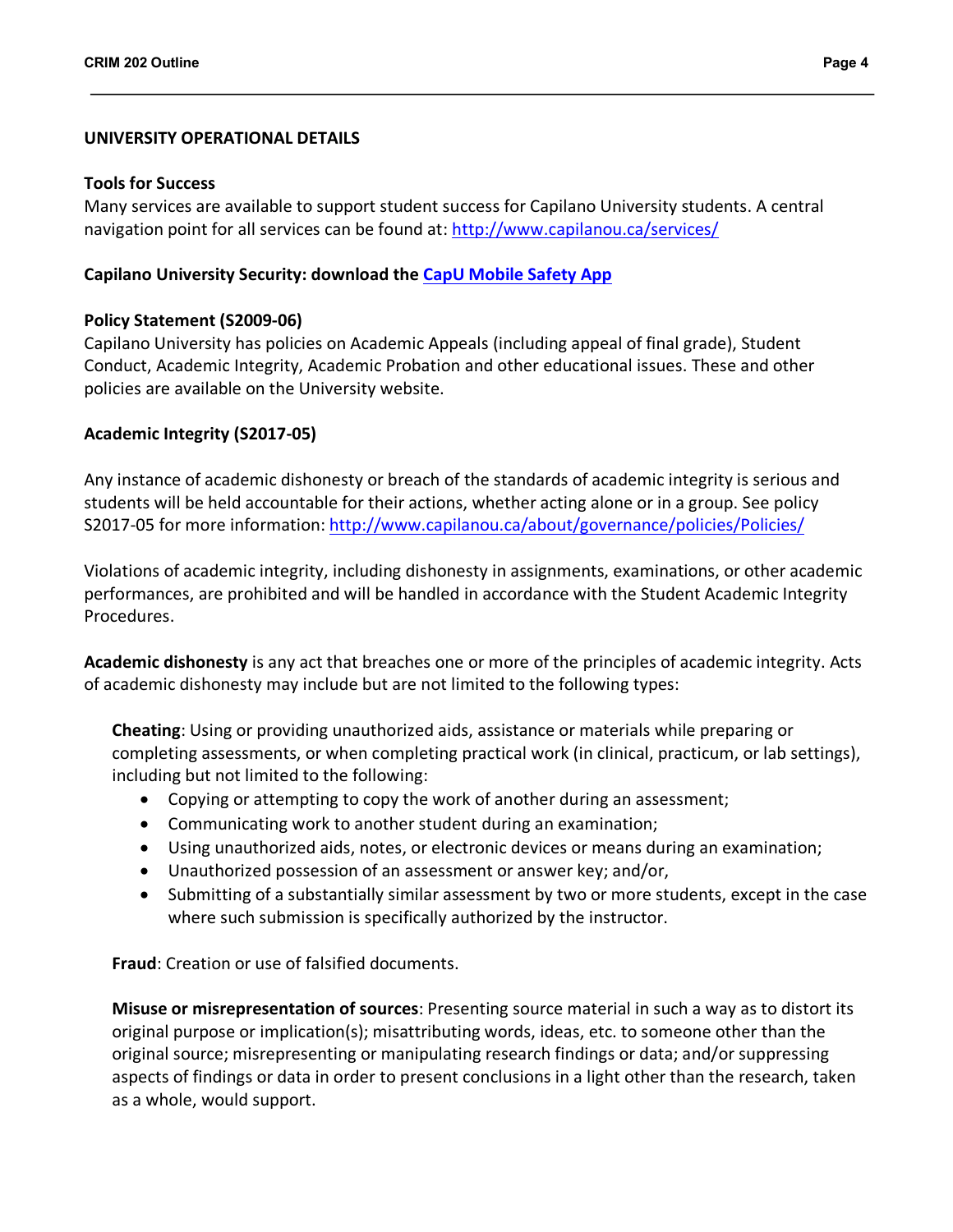## UNIVERSITY OPERATIONAL DETAILS

### Tools for Success

Many services are available to support student success for Capilano University students. A central navigation point for all services can be found at: http://www.capilanou.ca/services/

**Capilano University Security: download the [CapU Mobile Safety App]()**

### Policy Statement (S2009-06)

Capilano University has policies on Academic Appeals (including appeal of final grade), Student Conduct, Academic Integrity, Academic Probation and other educational issues. These and other policies are available on the University website.

### Academic Integrity (S2017-05)

Any instance of academic dishonesty or breach of the standards of academic integrity is serious and students will be held accountable for their actions, whether acting alone or in a group. See policy S2017-05 for more information: http://www.capilanou.ca/about/governance/policies/Policies/

Violations of academic integrity, including dishonesty in assignments, examinations, or other academic performances, are prohibited and will be handled in accordance with the Student Academic Integrity Procedures.

**Academic dishonesty** is any act that breaches one or more of the principles of academic integrity. Acts of academic dishonesty may include but are not limited to the following types:

**Cheating**: Using or providing unauthorized aids, assistance or materials while preparing or completing assessments, or when completing practical work (in clinical, practicum, or lab settings), including but not limited to the following:

- Copying or attempting to copy the work of another during an assessment;
- Communicating work to another student during an examination;
- Using unauthorized aids, notes, or electronic devices or means during an examination;
- Unauthorized possession of an assessment or answer key; and/or,
- Submitting of a substantially similar assessment by two or more students, except in the case where such submission is specifically authorized by the instructor.

**Fraud**: Creation or use of falsified documents.

**Misuse or misrepresentation of sources**: Presenting source material in such a way as to distort its original purpose or implication(s); misattributing words, ideas, etc. to someone other than the original source; misrepresenting or manipulating research findings or data; and/or suppressing aspects of findings or data in order to present conclusions in a light other than the research, taken as a whole, would support.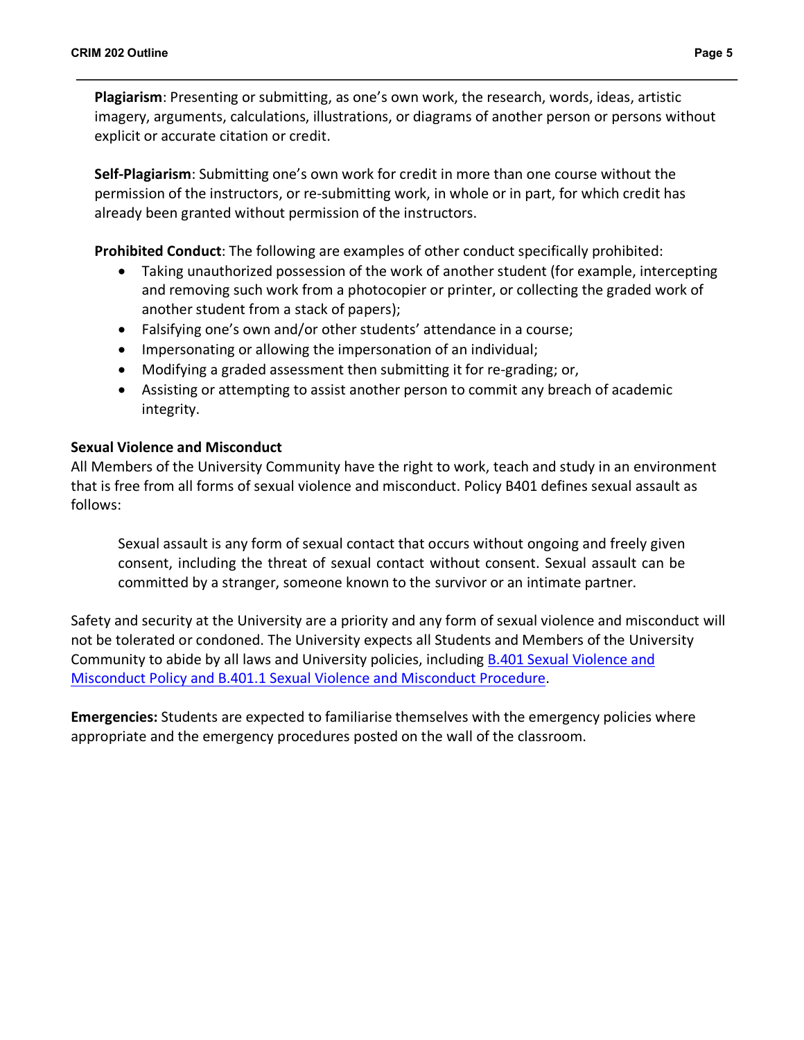**Plagiarism**: Presenting or submitting, as one's own work, the research, words, ideas, artistic imagery, arguments, calculations, illustrations, or diagrams of another person or persons without explicit or accurate citation or credit.

**Self-Plagiarism**: Submitting one's own work for credit in more than one course without the permission of the instructors, or re-submitting work, in whole or in part, for which credit has already been granted without permission of the instructors.

**Prohibited Conduct**: The following are examples of other conduct specifically prohibited:

- Taking unauthorized possession of the work of another student (for example, intercepting and removing such work from a photocopier or printer, or collecting the graded work of another student from a stack of papers);
- Falsifying one's own and/or other students' attendance in a course;
- Impersonating or allowing the impersonation of an individual;
- Modifying a graded assessment then submitting it for re-grading; or,
- Assisting or attempting to assist another person to commit any breach of academic integrity.

**Sexual Violence and Misconduct**

All Members of the University Community have the right to work, teach and study in an environment that is free from all forms of sexual violence and misconduct. Policy B401 defines sexual assault as follows:

> Sexual assault is any form of sexual contact that occurs without ongoing and freely given consent, including the threat of sexual contact without consent. Sexual assault can be committed by a stranger, someone known to the survivor or an intimate partner.

Safety and security at the University are a priority and any form of sexual violence and misconduct will not be tolerated or condoned. The University expects all Students and Members of the University Community to abide by all laws and University policies, including B.401 Sexual Violence and Misconduct Policy and B.401.1 Sexual Violence and Misconduct Procedure.

**Emergencies:** Students are expected to familiarise themselves with the emergency policies where appropriate and the emergency procedures posted on the wall of the classroom.